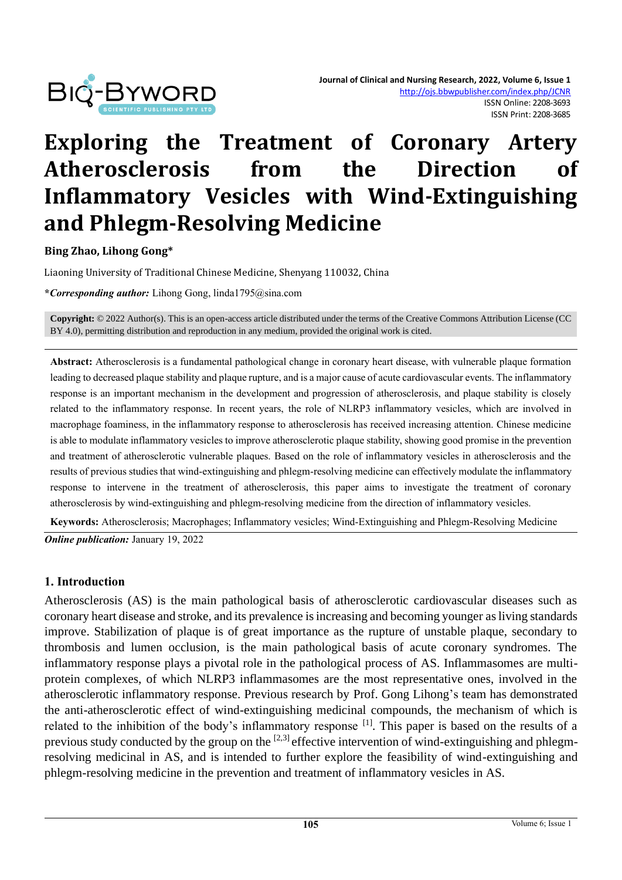# Exploring the Treatment of Coronary Artery Atherosclerosis from the Direction of Inflammatory Vesicles with Wind-Extinguishing and Phlegm-Resolving Medicine

**Bing Zhao, Lihong Gong***

Liaoning University of Traditional Chinese Medicine, Shenyang 110032, China

***Corresponding author:** Lihong Gong, linda1795@sina.com

**Copyright:** © 2022 Author(s). This is an open-access article distributed under the terms of the Creative Commons Attribution License (CC BY 4.0), permitting distribution and reproduction in any medium, provided the original work is cited.

**Abstract:** Atherosclerosis is a fundamental pathological change in coronary heart disease, with vulnerable plaque formation leading to decreased plaque stability and plaque rupture, and is a major cause of acute cardiovascular events. The inflammatory response is an important mechanism in the development and progression of atherosclerosis, and plaque stability is closely related to the inflammatory response. In recent years, the role of NLRP3 inflammatory vesicles, which are involved in macrophage foaminess, in the inflammatory response to atherosclerosis has received increasing attention. Chinese medicine is able to modulate inflammatory vesicles to improve atherosclerotic plaque stability, showing good promise in the prevention and treatment of atherosclerotic vulnerable plaques. Based on the role of inflammatory vesicles in atherosclerosis and the results of previous studies that wind-extinguishing and phlegm-resolving medicine can effectively modulate the inflammatory response to intervene in the treatment of atherosclerosis, this paper aims to investigate the treatment of coronary atherosclerosis by wind-extinguishing and phlegm-resolving medicine from the direction of inflammatory vesicles.

**Keywords:** Atherosclerosis; Macrophages; Inflammatory vesicles; Wind-Extinguishing and Phlegm-Resolving Medicine

***Online publication:*** January 19, 2022

## 1. Introduction

Atherosclerosis (AS) is the main pathological basis of atherosclerotic cardiovascular diseases such as coronary heart disease and stroke, and its prevalence is increasing and becoming younger as living standards improve. Stabilization of plaque is of great importance as the rupture of unstable plaque, secondary to thrombosis and lumen occlusion, is the main pathological basis of acute coronary syndromes. The inflammatory response plays a pivotal role in the pathological process of AS. Inflammasomes are multi-protein complexes, of which NLRP3 inflammasomes are the most representative ones, involved in the atherosclerotic inflammatory response. Previous research by Prof. Gong Lihong's team has demonstrated the anti-atherosclerotic effect of wind-extinguishing medicinal compounds, the mechanism of which is related to the inhibition of the body's inflammatory response [1]. This paper is based on the results of a previous study conducted by the group on the [2,3] effective intervention of wind-extinguishing and phlegm-resolving medicinal in AS, and is intended to further explore the feasibility of wind-extinguishing and phlegm-resolving medicine in the prevention and treatment of inflammatory vesicles in AS.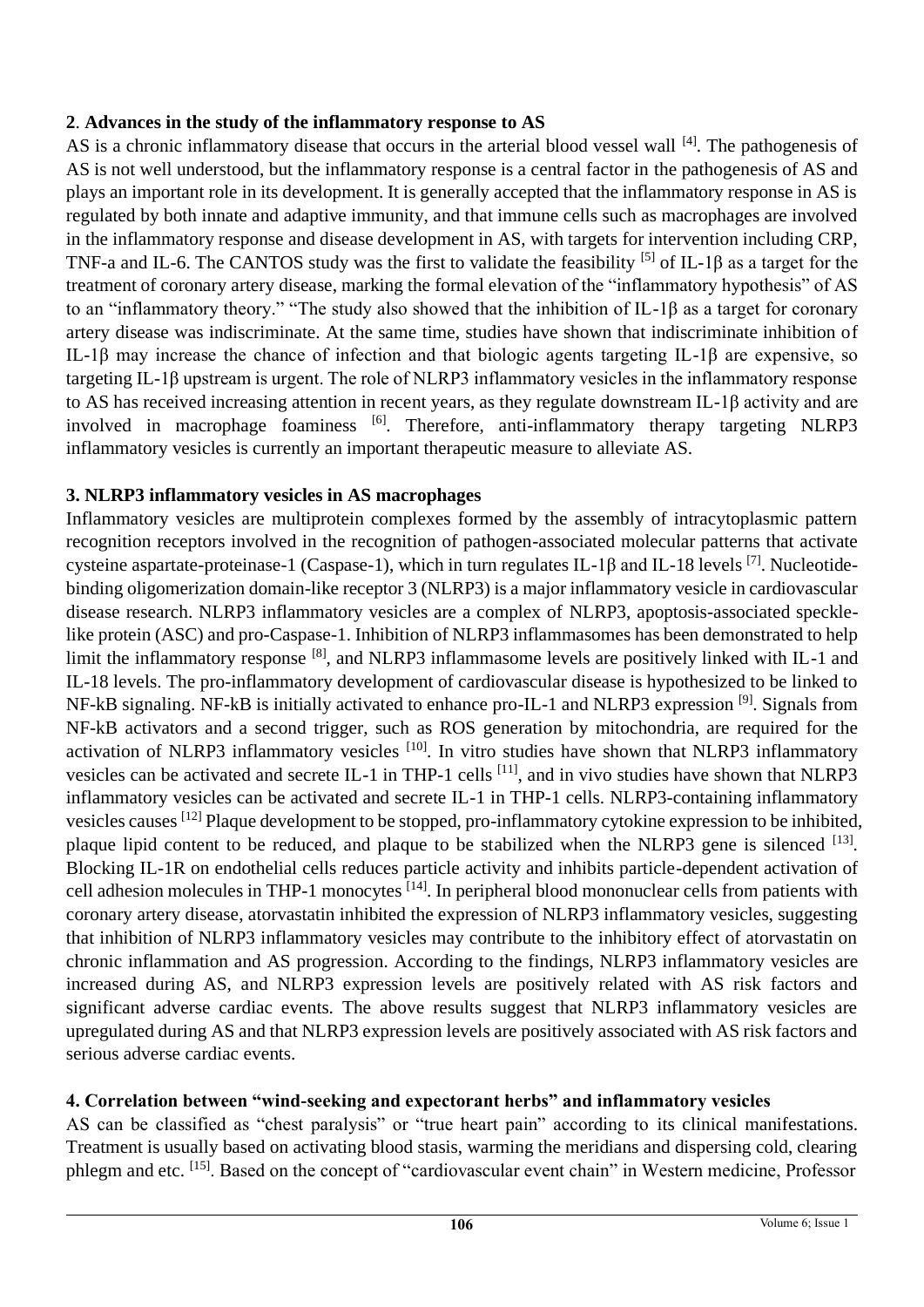## 2. Advances in the study of the inflammatory response to AS

AS is a chronic inflammatory disease that occurs in the arterial blood vessel wall [4]. The pathogenesis of AS is not well understood, but the inflammatory response is a central factor in the pathogenesis of AS and plays an important role in its development. It is generally accepted that the inflammatory response in AS is regulated by both innate and adaptive immunity, and that immune cells such as macrophages are involved in the inflammatory response and disease development in AS, with targets for intervention including CRP, TNF-a and IL-6. The CANTOS study was the first to validate the feasibility [5] of IL-1β as a target for the treatment of coronary artery disease, marking the formal elevation of the "inflammatory hypothesis" of AS to an "inflammatory theory." "The study also showed that the inhibition of IL-1β as a target for coronary artery disease was indiscriminate. At the same time, studies have shown that indiscriminate inhibition of IL-1β may increase the chance of infection and that biologic agents targeting IL-1β are expensive, so targeting IL-1β upstream is urgent. The role of NLRP3 inflammatory vesicles in the inflammatory response to AS has received increasing attention in recent years, as they regulate downstream IL-1β activity and are involved in macrophage foaminess [6]. Therefore, anti-inflammatory therapy targeting NLRP3 inflammatory vesicles is currently an important therapeutic measure to alleviate AS.

## 3. NLRP3 inflammatory vesicles in AS macrophages

Inflammatory vesicles are multiprotein complexes formed by the assembly of intracytoplasmic pattern recognition receptors involved in the recognition of pathogen-associated molecular patterns that activate cysteine aspartate-proteinase-1 (Caspase-1), which in turn regulates IL-1β and IL-18 levels [7]. Nucleotide-binding oligomerization domain-like receptor 3 (NLRP3) is a major inflammatory vesicle in cardiovascular disease research. NLRP3 inflammatory vesicles are a complex of NLRP3, apoptosis-associated speckle-like protein (ASC) and pro-Caspase-1. Inhibition of NLRP3 inflammasomes has been demonstrated to help limit the inflammatory response [8], and NLRP3 inflammasome levels are positively linked with IL-1 and IL-18 levels. The pro-inflammatory development of cardiovascular disease is hypothesized to be linked to NF-kB signaling. NF-kB is initially activated to enhance pro-IL-1 and NLRP3 expression [9]. Signals from NF-kB activators and a second trigger, such as ROS generation by mitochondria, are required for the activation of NLRP3 inflammatory vesicles [10]. In vitro studies have shown that NLRP3 inflammatory vesicles can be activated and secrete IL-1 in THP-1 cells [11], and in vivo studies have shown that NLRP3 inflammatory vesicles can be activated and secrete IL-1 in THP-1 cells. NLRP3-containing inflammatory vesicles causes [12] Plaque development to be stopped, pro-inflammatory cytokine expression to be inhibited, plaque lipid content to be reduced, and plaque to be stabilized when the NLRP3 gene is silenced [13]. Blocking IL-1R on endothelial cells reduces particle activity and inhibits particle-dependent activation of cell adhesion molecules in THP-1 monocytes [14]. In peripheral blood mononuclear cells from patients with coronary artery disease, atorvastatin inhibited the expression of NLRP3 inflammatory vesicles, suggesting that inhibition of NLRP3 inflammatory vesicles may contribute to the inhibitory effect of atorvastatin on chronic inflammation and AS progression. According to the findings, NLRP3 inflammatory vesicles are increased during AS, and NLRP3 expression levels are positively related with AS risk factors and significant adverse cardiac events. The above results suggest that NLRP3 inflammatory vesicles are upregulated during AS and that NLRP3 expression levels are positively associated with AS risk factors and serious adverse cardiac events.

## 4. Correlation between "wind-seeking and expectorant herbs" and inflammatory vesicles

AS can be classified as "chest paralysis" or "true heart pain" according to its clinical manifestations. Treatment is usually based on activating blood stasis, warming the meridians and dispersing cold, clearing phlegm and etc. [15]. Based on the concept of "cardiovascular event chain" in Western medicine, Professor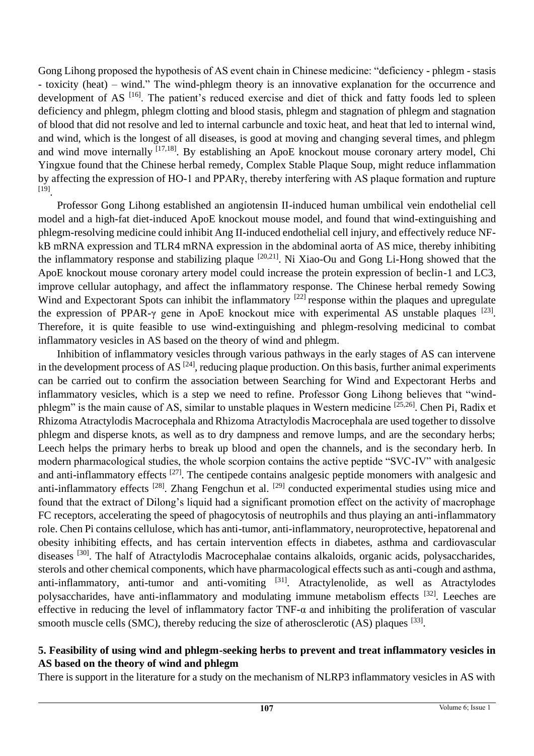Gong Lihong proposed the hypothesis of AS event chain in Chinese medicine: "deficiency - phlegm - stasis - toxicity (heat) – wind." The wind-phlegm theory is an innovative explanation for the occurrence and development of AS [16]. The patient's reduced exercise and diet of thick and fatty foods led to spleen deficiency and phlegm, phlegm clotting and blood stasis, phlegm and stagnation of phlegm and stagnation of blood that did not resolve and led to internal carbuncle and toxic heat, and heat that led to internal wind, and wind, which is the longest of all diseases, is good at moving and changing several times, and phlegm and wind move internally [17,18]. By establishing an ApoE knockout mouse coronary artery model, Chi Yingxue found that the Chinese herbal remedy, Complex Stable Plaque Soup, might reduce inflammation by affecting the expression of HO-1 and PPARγ, thereby interfering with AS plaque formation and rupture [19].

Professor Gong Lihong established an angiotensin II-induced human umbilical vein endothelial cell model and a high-fat diet-induced ApoE knockout mouse model, and found that wind-extinguishing and phlegm-resolving medicine could inhibit Ang II-induced endothelial cell injury, and effectively reduce NF-kB mRNA expression and TLR4 mRNA expression in the abdominal aorta of AS mice, thereby inhibiting the inflammatory response and stabilizing plaque [20,21]. Ni Xiao-Ou and Gong Li-Hong showed that the ApoE knockout mouse coronary artery model could increase the protein expression of beclin-1 and LC3, improve cellular autophagy, and affect the inflammatory response. The Chinese herbal remedy Sowing Wind and Expectorant Spots can inhibit the inflammatory [22] response within the plaques and upregulate the expression of PPAR-γ gene in ApoE knockout mice with experimental AS unstable plaques [23]. Therefore, it is quite feasible to use wind-extinguishing and phlegm-resolving medicinal to combat inflammatory vesicles in AS based on the theory of wind and phlegm.

Inhibition of inflammatory vesicles through various pathways in the early stages of AS can intervene in the development process of AS [24], reducing plaque production. On this basis, further animal experiments can be carried out to confirm the association between Searching for Wind and Expectorant Herbs and inflammatory vesicles, which is a step we need to refine. Professor Gong Lihong believes that "wind-phlegm" is the main cause of AS, similar to unstable plaques in Western medicine [25,26]. Chen Pi, Radix et Rhizoma Atractylodis Macrocephala and Rhizoma Atractylodis Macrocephala are used together to dissolve phlegm and disperse knots, as well as to dry dampness and remove lumps, and are the secondary herbs; Leech helps the primary herbs to break up blood and open the channels, and is the secondary herb. In modern pharmacological studies, the whole scorpion contains the active peptide "SVC-IV" with analgesic and anti-inflammatory effects [27]. The centipede contains analgesic peptide monomers with analgesic and anti-inflammatory effects [28]. Zhang Fengchun et al. [29] conducted experimental studies using mice and found that the extract of Dilong's liquid had a significant promotion effect on the activity of macrophage FC receptors, accelerating the speed of phagocytosis of neutrophils and thus playing an anti-inflammatory role. Chen Pi contains cellulose, which has anti-tumor, anti-inflammatory, neuroprotective, hepatorenal and obesity inhibiting effects, and has certain intervention effects in diabetes, asthma and cardiovascular diseases [30]. The half of Atractylodis Macrocephalae contains alkaloids, organic acids, polysaccharides, sterols and other chemical components, which have pharmacological effects such as anti-cough and asthma, anti-inflammatory, anti-tumor and anti-vomiting [31]. Atractylenolide, as well as Atractylodes polysaccharides, have anti-inflammatory and modulating immune metabolism effects [32]. Leeches are effective in reducing the level of inflammatory factor TNF-α and inhibiting the proliferation of vascular smooth muscle cells (SMC), thereby reducing the size of atherosclerotic (AS) plaques [33].

## 5. Feasibility of using wind and phlegm-seeking herbs to prevent and treat inflammatory vesicles in AS based on the theory of wind and phlegm

There is support in the literature for a study on the mechanism of NLRP3 inflammatory vesicles in AS with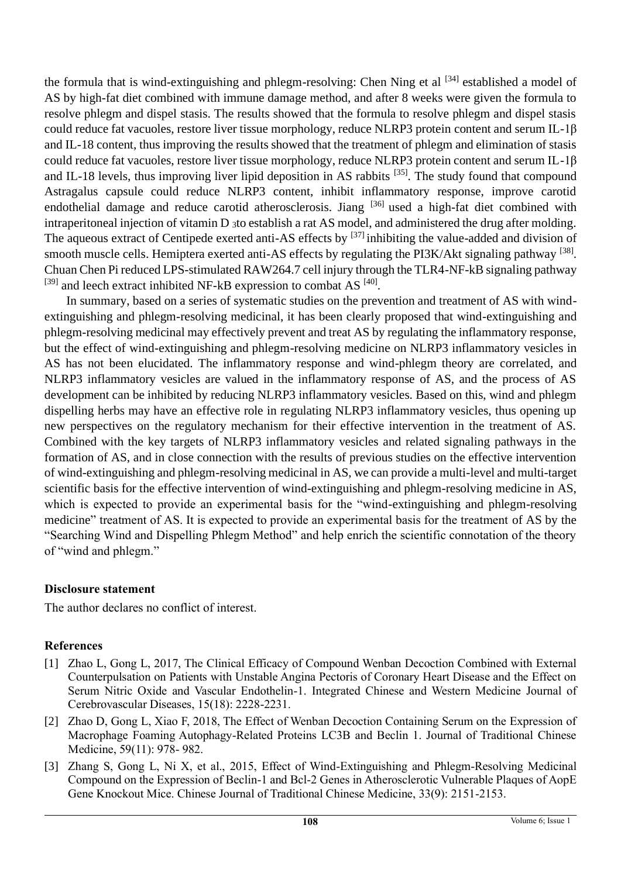the formula that is wind-extinguishing and phlegm-resolving: Chen Ning et al [34] established a model of AS by high-fat diet combined with immune damage method, and after 8 weeks were given the formula to resolve phlegm and dispel stasis. The results showed that the formula to resolve phlegm and dispel stasis could reduce fat vacuoles, restore liver tissue morphology, reduce NLRP3 protein content and serum IL-1β and IL-18 content, thus improving the results showed that the treatment of phlegm and elimination of stasis could reduce fat vacuoles, restore liver tissue morphology, reduce NLRP3 protein content and serum IL-1β and IL-18 levels, thus improving liver lipid deposition in AS rabbits [35]. The study found that compound Astragalus capsule could reduce NLRP3 content, inhibit inflammatory response, improve carotid endothelial damage and reduce carotid atherosclerosis. Jiang [36] used a high-fat diet combined with intraperitoneal injection of vitamin $D_3$ to establish a rat AS model, and administered the drug after molding. The aqueous extract of Centipede exerted anti-AS effects by [37] inhibiting the value-added and division of smooth muscle cells. Hemiptera exerted anti-AS effects by regulating the PI3K/Akt signaling pathway [38]. Chuan Chen Pi reduced LPS-stimulated RAW264.7 cell injury through the TLR4-NF-kB signaling pathway [39] and leech extract inhibited NF-kB expression to combat AS [40].

In summary, based on a series of systematic studies on the prevention and treatment of AS with wind-extinguishing and phlegm-resolving medicinal, it has been clearly proposed that wind-extinguishing and phlegm-resolving medicinal may effectively prevent and treat AS by regulating the inflammatory response, but the effect of wind-extinguishing and phlegm-resolving medicine on NLRP3 inflammatory vesicles in AS has not been elucidated. The inflammatory response and wind-phlegm theory are correlated, and NLRP3 inflammatory vesicles are valued in the inflammatory response of AS, and the process of AS development can be inhibited by reducing NLRP3 inflammatory vesicles. Based on this, wind and phlegm dispelling herbs may have an effective role in regulating NLRP3 inflammatory vesicles, thus opening up new perspectives on the regulatory mechanism for their effective intervention in the treatment of AS. Combined with the key targets of NLRP3 inflammatory vesicles and related signaling pathways in the formation of AS, and in close connection with the results of previous studies on the effective intervention of wind-extinguishing and phlegm-resolving medicinal in AS, we can provide a multi-level and multi-target scientific basis for the effective intervention of wind-extinguishing and phlegm-resolving medicine in AS, which is expected to provide an experimental basis for the "wind-extinguishing and phlegm-resolving medicine" treatment of AS. It is expected to provide an experimental basis for the treatment of AS by the "Searching Wind and Dispelling Phlegm Method" and help enrich the scientific connotation of the theory of "wind and phlegm."

## Disclosure statement

The author declares no conflict of interest.

## References

[1] Zhao L, Gong L, 2017, The Clinical Efficacy of Compound Wenban Decoction Combined with External Counterpulsation on Patients with Unstable Angina Pectoris of Coronary Heart Disease and the Effect on Serum Nitric Oxide and Vascular Endothelin-1. Integrated Chinese and Western Medicine Journal of Cerebrovascular Diseases, 15(18): 2228-2231.

[2] Zhao D, Gong L, Xiao F, 2018, The Effect of Wenban Decoction Containing Serum on the Expression of Macrophage Foaming Autophagy-Related Proteins LC3B and Beclin 1. Journal of Traditional Chinese Medicine, 59(11): 978- 982.

[3] Zhang S, Gong L, Ni X, et al., 2015, Effect of Wind-Extinguishing and Phlegm-Resolving Medicinal Compound on the Expression of Beclin-1 and Bcl-2 Genes in Atherosclerotic Vulnerable Plaques of AopE Gene Knockout Mice. Chinese Journal of Traditional Chinese Medicine, 33(9): 2151-2153.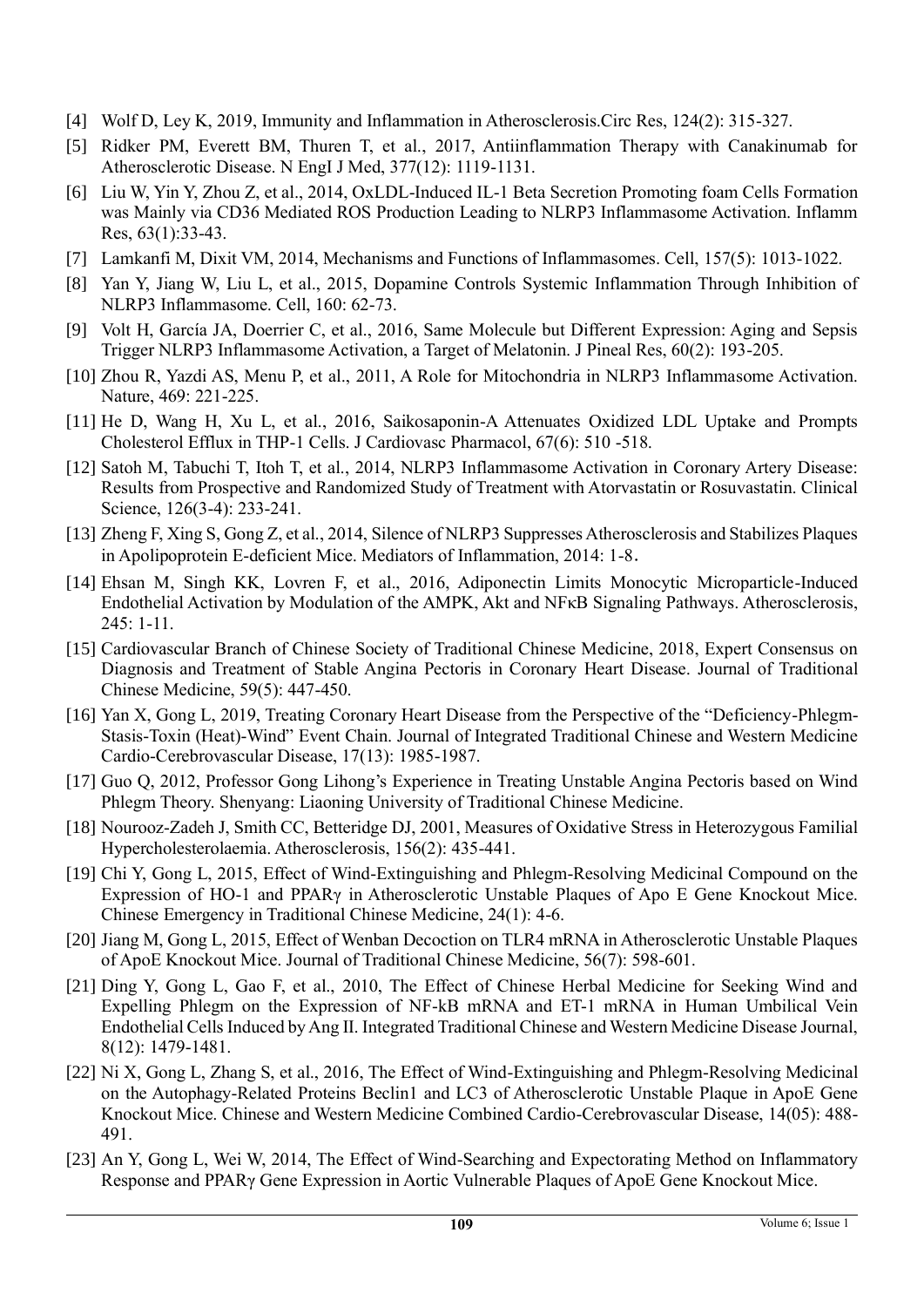[4] Wolf D, Ley K, 2019, Immunity and Inflammation in Atherosclerosis.Circ Res, 124(2): 315-327.

[5] Ridker PM, Everett BM, Thuren T, et al., 2017, Antiinflammation Therapy with Canakinumab for Atherosclerotic Disease. N EngI J Med, 377(12): 1119-1131.

[6] Liu W, Yin Y, Zhou Z, et al., 2014, OxLDL-Induced IL-1 Beta Secretion Promoting foam Cells Formation was Mainly via CD36 Mediated ROS Production Leading to NLRP3 Inflammasome Activation. Inflamm Res, 63(1):33-43.

[7] Lamkanfi M, Dixit VM, 2014, Mechanisms and Functions of Inflammasomes. Cell, 157(5): 1013-1022.

[8] Yan Y, Jiang W, Liu L, et al., 2015, Dopamine Controls Systemic Inflammation Through Inhibition of NLRP3 Inflammasome. Cell, 160: 62-73.

[9] Volt H, García JA, Doerrier C, et al., 2016, Same Molecule but Different Expression: Aging and Sepsis Trigger NLRP3 Inflammasome Activation, a Target of Melatonin. J Pineal Res, 60(2): 193-205.

[10] Zhou R, Yazdi AS, Menu P, et al., 2011, A Role for Mitochondria in NLRP3 Inflammasome Activation. Nature, 469: 221-225.

[11] He D, Wang H, Xu L, et al., 2016, Saikosaponin-A Attenuates Oxidized LDL Uptake and Prompts Cholesterol Efflux in THP-1 Cells. J Cardiovasc Pharmacol, 67(6): 510 -518.

[12] Satoh M, Tabuchi T, Itoh T, et al., 2014, NLRP3 Inflammasome Activation in Coronary Artery Disease: Results from Prospective and Randomized Study of Treatment with Atorvastatin or Rosuvastatin. Clinical Science, 126(3-4): 233-241.

[13] Zheng F, Xing S, Gong Z, et al., 2014, Silence of NLRP3 Suppresses Atherosclerosis and Stabilizes Plaques in Apolipoprotein E-deficient Mice. Mediators of Inflammation, 2014: 1-8.

[14] Ehsan M, Singh KK, Lovren F, et al., 2016, Adiponectin Limits Monocytic Microparticle-Induced Endothelial Activation by Modulation of the AMPK, Akt and NFκB Signaling Pathways. Atherosclerosis, 245: 1-11.

[15] Cardiovascular Branch of Chinese Society of Traditional Chinese Medicine, 2018, Expert Consensus on Diagnosis and Treatment of Stable Angina Pectoris in Coronary Heart Disease. Journal of Traditional Chinese Medicine, 59(5): 447-450.

[16] Yan X, Gong L, 2019, Treating Coronary Heart Disease from the Perspective of the "Deficiency-Phlegm-Stasis-Toxin (Heat)-Wind" Event Chain. Journal of Integrated Traditional Chinese and Western Medicine Cardio-Cerebrovascular Disease, 17(13): 1985-1987.

[17] Guo Q, 2012, Professor Gong Lihong's Experience in Treating Unstable Angina Pectoris based on Wind Phlegm Theory. Shenyang: Liaoning University of Traditional Chinese Medicine.

[18] Nourooz-Zadeh J, Smith CC, Betteridge DJ, 2001, Measures of Oxidative Stress in Heterozygous Familial Hypercholesterolaemia. Atherosclerosis, 156(2): 435-441.

[19] Chi Y, Gong L, 2015, Effect of Wind-Extinguishing and Phlegm-Resolving Medicinal Compound on the Expression of HO-1 and PPARγ in Atherosclerotic Unstable Plaques of Apo E Gene Knockout Mice. Chinese Emergency in Traditional Chinese Medicine, 24(1): 4-6.

[20] Jiang M, Gong L, 2015, Effect of Wenban Decoction on TLR4 mRNA in Atherosclerotic Unstable Plaques of ApoE Knockout Mice. Journal of Traditional Chinese Medicine, 56(7): 598-601.

[21] Ding Y, Gong L, Gao F, et al., 2010, The Effect of Chinese Herbal Medicine for Seeking Wind and Expelling Phlegm on the Expression of NF-kB mRNA and ET-1 mRNA in Human Umbilical Vein Endothelial Cells Induced by Ang II. Integrated Traditional Chinese and Western Medicine Disease Journal, 8(12): 1479-1481.

[22] Ni X, Gong L, Zhang S, et al., 2016, The Effect of Wind-Extinguishing and Phlegm-Resolving Medicinal on the Autophagy-Related Proteins Beclin1 and LC3 of Atherosclerotic Unstable Plaque in ApoE Gene Knockout Mice. Chinese and Western Medicine Combined Cardio-Cerebrovascular Disease, 14(05): 488-491.

[23] An Y, Gong L, Wei W, 2014, The Effect of Wind-Searching and Expectorating Method on Inflammatory Response and PPARγ Gene Expression in Aortic Vulnerable Plaques of ApoE Gene Knockout Mice.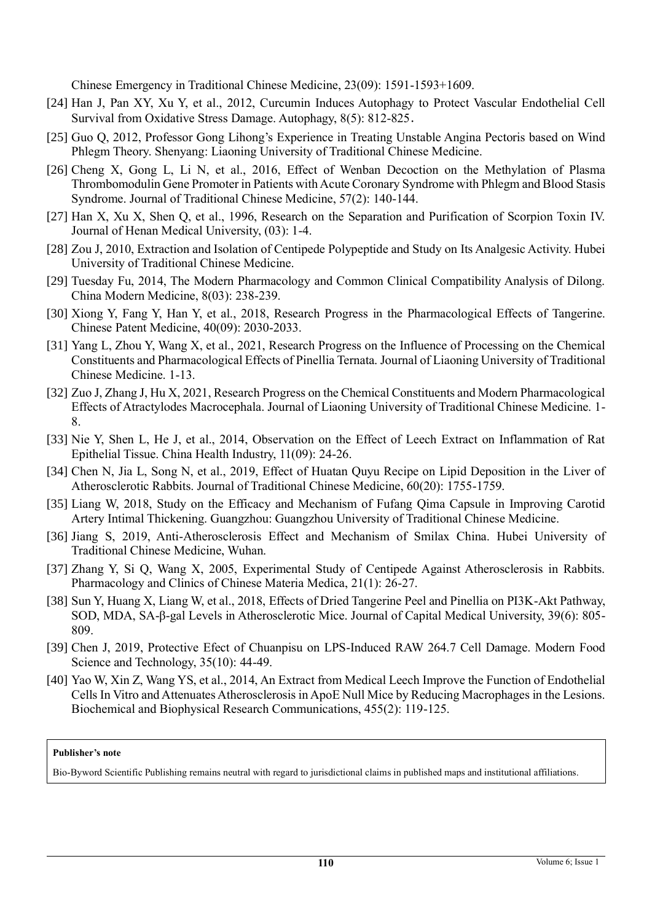Chinese Emergency in Traditional Chinese Medicine, 23(09): 1591-1593+1609.

[24] Han J, Pan XY, Xu Y, et al., 2012, Curcumin Induces Autophagy to Protect Vascular Endothelial Cell Survival from Oxidative Stress Damage. Autophagy, 8(5): 812-825.

[25] Guo Q, 2012, Professor Gong Lihong's Experience in Treating Unstable Angina Pectoris based on Wind Phlegm Theory. Shenyang: Liaoning University of Traditional Chinese Medicine.

[26] Cheng X, Gong L, Li N, et al., 2016, Effect of Wenban Decoction on the Methylation of Plasma Thrombomodulin Gene Promoter in Patients with Acute Coronary Syndrome with Phlegm and Blood Stasis Syndrome. Journal of Traditional Chinese Medicine, 57(2): 140-144.

[27] Han X, Xu X, Shen Q, et al., 1996, Research on the Separation and Purification of Scorpion Toxin IV. Journal of Henan Medical University, (03): 1-4.

[28] Zou J, 2010, Extraction and Isolation of Centipede Polypeptide and Study on Its Analgesic Activity. Hubei University of Traditional Chinese Medicine.

[29] Tuesday Fu, 2014, The Modern Pharmacology and Common Clinical Compatibility Analysis of Dilong. China Modern Medicine, 8(03): 238-239.

[30] Xiong Y, Fang Y, Han Y, et al., 2018, Research Progress in the Pharmacological Effects of Tangerine. Chinese Patent Medicine, 40(09): 2030-2033.

[31] Yang L, Zhou Y, Wang X, et al., 2021, Research Progress on the Influence of Processing on the Chemical Constituents and Pharmacological Effects of Pinellia Ternata. Journal of Liaoning University of Traditional Chinese Medicine. 1-13.

[32] Zuo J, Zhang J, Hu X, 2021, Research Progress on the Chemical Constituents and Modern Pharmacological Effects of Atractylodes Macrocephala. Journal of Liaoning University of Traditional Chinese Medicine. 1-8.

[33] Nie Y, Shen L, He J, et al., 2014, Observation on the Effect of Leech Extract on Inflammation of Rat Epithelial Tissue. China Health Industry, 11(09): 24-26.

[34] Chen N, Jia L, Song N, et al., 2019, Effect of Huatan Quyu Recipe on Lipid Deposition in the Liver of Atherosclerotic Rabbits. Journal of Traditional Chinese Medicine, 60(20): 1755-1759.

[35] Liang W, 2018, Study on the Efficacy and Mechanism of Fufang Qima Capsule in Improving Carotid Artery Intimal Thickening. Guangzhou: Guangzhou University of Traditional Chinese Medicine.

[36] Jiang S, 2019, Anti-Atherosclerosis Effect and Mechanism of Smilax China. Hubei University of Traditional Chinese Medicine, Wuhan.

[37] Zhang Y, Si Q, Wang X, 2005, Experimental Study of Centipede Against Atherosclerosis in Rabbits. Pharmacology and Clinics of Chinese Materia Medica, 21(1): 26-27.

[38] Sun Y, Huang X, Liang W, et al., 2018, Effects of Dried Tangerine Peel and Pinellia on PI3K-Akt Pathway, SOD, MDA, SA-β-gal Levels in Atherosclerotic Mice. Journal of Capital Medical University, 39(6): 805-809.

[39] Chen J, 2019, Protective Efect of Chuanpisu on LPS-Induced RAW 264.7 Cell Damage. Modern Food Science and Technology, 35(10): 44-49.

[40] Yao W, Xin Z, Wang YS, et al., 2014, An Extract from Medical Leech Improve the Function of Endothelial Cells In Vitro and Attenuates Atherosclerosis in ApoE Null Mice by Reducing Macrophages in the Lesions. Biochemical and Biophysical Research Communications, 455(2): 119-125.

**Publisher's note**

Bio-Byword Scientific Publishing remains neutral with regard to jurisdictional claims in published maps and institutional affiliations.